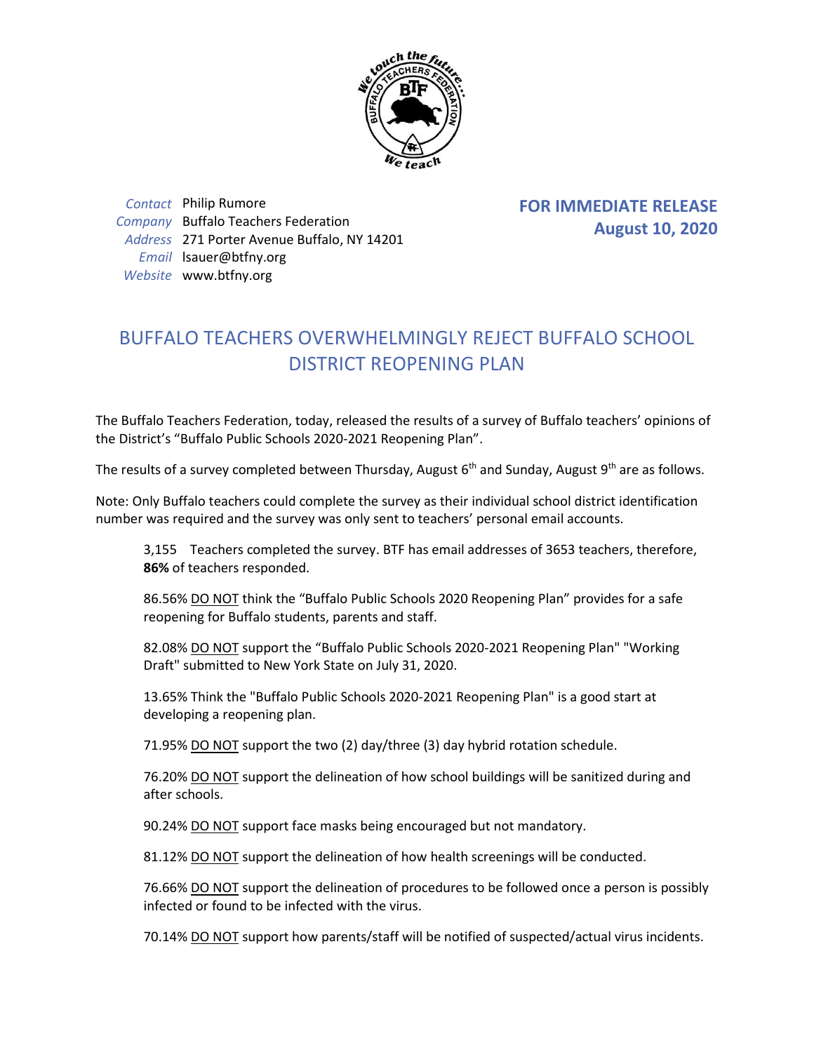**Contact** Philip Rumore
**Company** Buffalo Teachers Federation
**Address** 271 Porter Avenue Buffalo, NY 14201
**Email** lsauer@btfny.org
**Website** www.btfny.org

**FOR IMMEDIATE RELEASE**
**August 10, 2020**

# BUFFALO TEACHERS OVERWHELMINGLY REJECT BUFFALO SCHOOL DISTRICT REOPENING PLAN

The Buffalo Teachers Federation, today, released the results of a survey of Buffalo teachers' opinions of the District's "Buffalo Public Schools 2020-2021 Reopening Plan".

The results of a survey completed between Thursday, August 6th and Sunday, August 9th are as follows.

Note: Only Buffalo teachers could complete the survey as their individual school district identification number was required and the survey was only sent to teachers' personal email accounts.

> 3,155 Teachers completed the survey. BTF has email addresses of 3653 teachers, therefore, **86%** of teachers responded.
>
> 86.56% DO NOT think the "Buffalo Public Schools 2020 Reopening Plan" provides for a safe reopening for Buffalo students, parents and staff.
>
> 82.08% DO NOT support the "Buffalo Public Schools 2020-2021 Reopening Plan" "Working Draft" submitted to New York State on July 31, 2020.
>
> 13.65% Think the "Buffalo Public Schools 2020-2021 Reopening Plan" is a good start at developing a reopening plan.
>
> 71.95% DO NOT support the two (2) day/three (3) day hybrid rotation schedule.
>
> 76.20% DO NOT support the delineation of how school buildings will be sanitized during and after schools.
>
> 90.24% DO NOT support face masks being encouraged but not mandatory.
>
> 81.12% DO NOT support the delineation of how health screenings will be conducted.
>
> 76.66% DO NOT support the delineation of procedures to be followed once a person is possibly infected or found to be infected with the virus.
>
> 70.14% DO NOT support how parents/staff will be notified of suspected/actual virus incidents.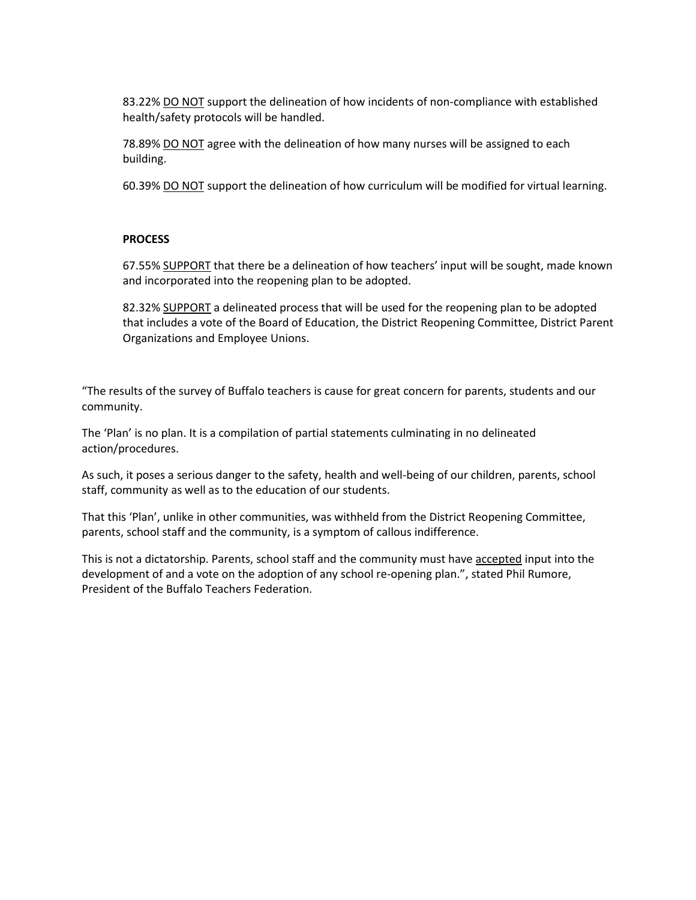83.22% <u>DO NOT</u> support the delineation of how incidents of non-compliance with established health/safety protocols will be handled.

78.89% <u>DO NOT</u> agree with the delineation of how many nurses will be assigned to each building.

60.39% <u>DO NOT</u> support the delineation of how curriculum will be modified for virtual learning.

**PROCESS**

67.55% <u>SUPPORT</u> that there be a delineation of how teachers' input will be sought, made known and incorporated into the reopening plan to be adopted.

82.32% <u>SUPPORT</u> a delineated process that will be used for the reopening plan to be adopted that includes a vote of the Board of Education, the District Reopening Committee, District Parent Organizations and Employee Unions.

"The results of the survey of Buffalo teachers is cause for great concern for parents, students and our community.

The 'Plan' is no plan. It is a compilation of partial statements culminating in no delineated action/procedures.

As such, it poses a serious danger to the safety, health and well-being of our children, parents, school staff, community as well as to the education of our students.

That this 'Plan', unlike in other communities, was withheld from the District Reopening Committee, parents, school staff and the community, is a symptom of callous indifference.

This is not a dictatorship. Parents, school staff and the community must have <u>accepted</u> input into the development of and a vote on the adoption of any school re-opening plan.", stated Phil Rumore, President of the Buffalo Teachers Federation.